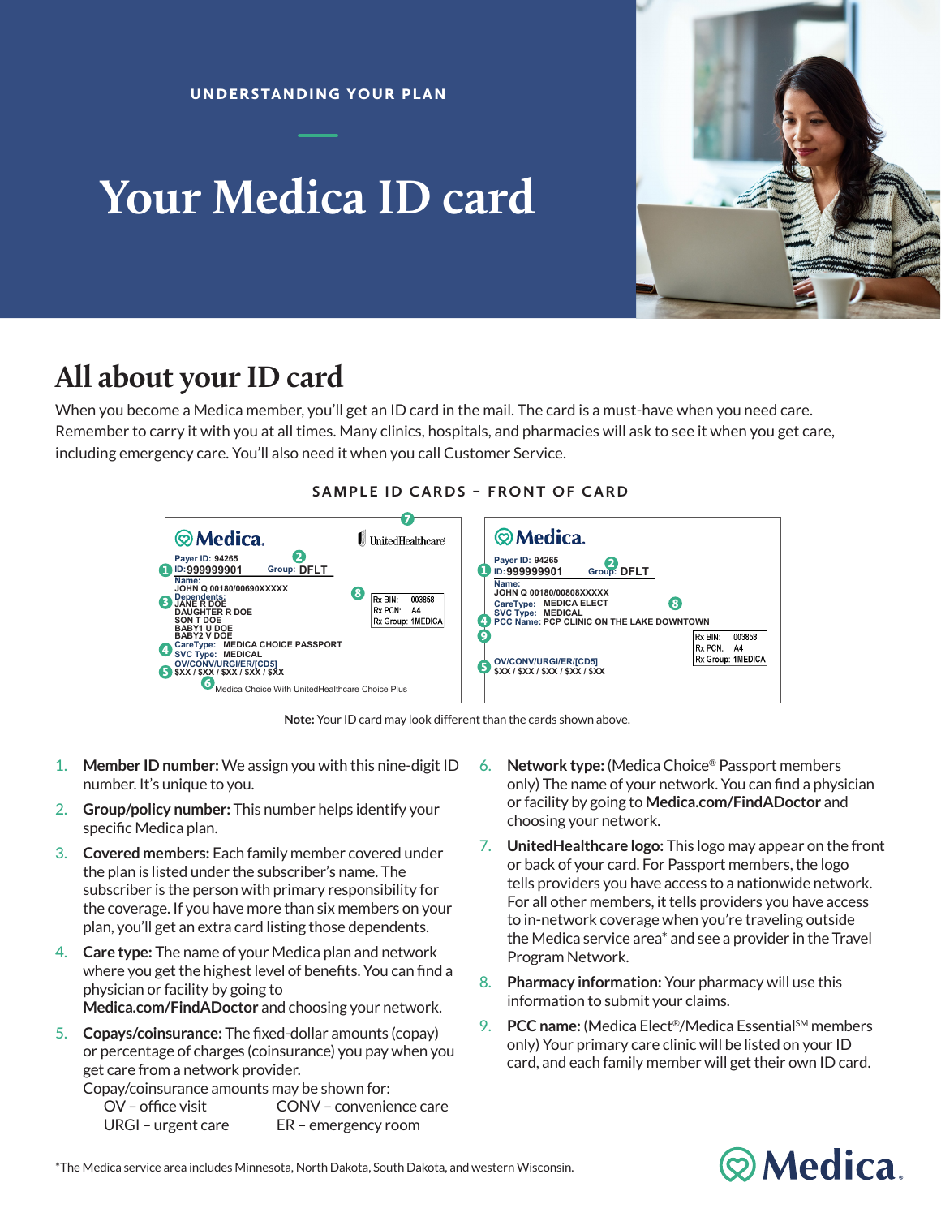UNDERSTANDING YOUR PLAN

# Your Medica ID card

## All about your ID card

When you become a Medica member, you'll get an ID card in the mail. The card is a must-have when you need care. Remember to carry it with you at all times. Many clinics, hospitals, and pharmacies will ask to see it when you get care, including emergency care. You'll also need it when you call Customer Service.

SAMPLE ID CARDS – FRONT OF CARD

Note: Your ID card may look different than the cards shown above.

1. **Member ID number:** We assign you with this nine-digit ID number. It's unique to you.
2. **Group/policy number:** This number helps identify your specific Medica plan.
3. **Covered members:** Each family member covered under the plan is listed under the subscriber's name. The subscriber is the person with primary responsibility for the coverage. If you have more than six members on your plan, you'll get an extra card listing those dependents.
4. **Care type:** The name of your Medica plan and network where you get the highest level of benefits. You can find a physician or facility by going to **Medica.com/FindADoctor** and choosing your network.
5. **Copays/coinsurance:** The fixed-dollar amounts (copay) or percentage of charges (coinsurance) you pay when you get care from a network provider.
   Copay/coinsurance amounts may be shown for:
   - OV – office visit
   - CONV – convenience care
   - URGI – urgent care
   - ER – emergency room
6. **Network type:** (Medica Choice® Passport members only) The name of your network. You can find a physician or facility by going to **Medica.com/FindADoctor** and choosing your network.
7. **UnitedHealthcare logo:** This logo may appear on the front or back of your card. For Passport members, the logo tells providers you have access to a nationwide network. For all other members, it tells providers you have access to in-network coverage when you're traveling outside the Medica service area* and see a provider in the Travel Program Network.
8. **Pharmacy information:** Your pharmacy will use this information to submit your claims.
9. **PCC name:** (Medica Elect®/Medica Essential℠ members only) Your primary care clinic will be listed on your ID card, and each family member will get their own ID card.

*The Medica service area includes Minnesota, North Dakota, South Dakota, and western Wisconsin.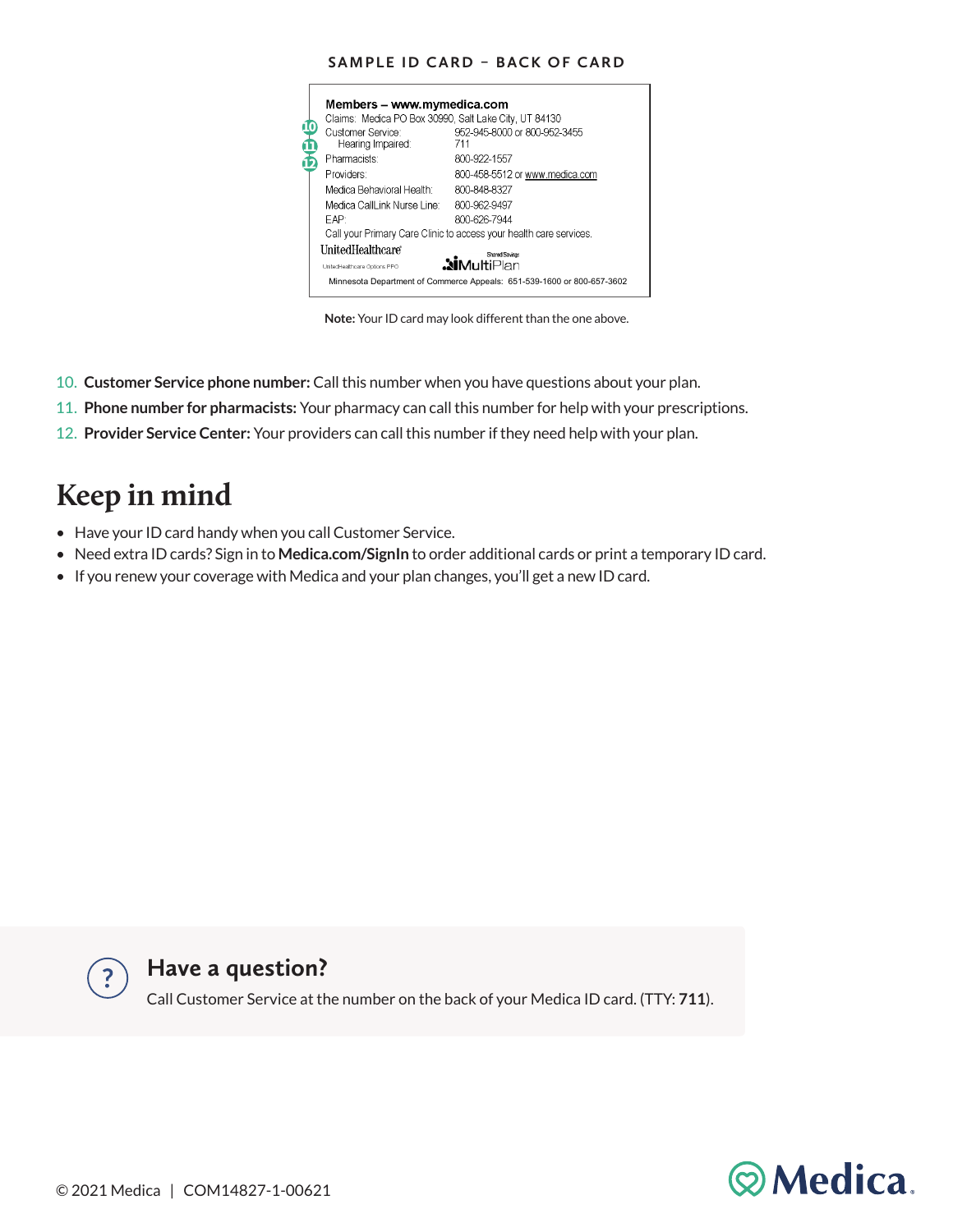SAMPLE ID CARD – BACK OF CARD

**Members – www.mymedica.com**
Claims: Medica PO Box 30990, Salt Lake City, UT 84130

| | |
|---|---|
| Customer Service: | 952-945-8000 or 800-952-3455 |
| Hearing Impaired: | 711 |
| Pharmacists: | 800-922-1557 |
| Providers: | 800-458-5512 or www.medica.com |
| Medica Behavioral Health: | 800-848-8327 |
| Medica CallLink Nurse Line: | 800-962-9497 |
| EAP: | 800-626-7944 |

Call your Primary Care Clinic to access your health care services.

UnitedHealthcare
UnitedHealthcare Options PPO

Shared Savings
MultiPlan

Minnesota Department of Commerce Appeals: 651-539-1600 or 800-657-3602

**Note:** Your ID card may look different than the one above.

10. **Customer Service phone number:** Call this number when you have questions about your plan.
11. **Phone number for pharmacists:** Your pharmacy can call this number for help with your prescriptions.
12. **Provider Service Center:** Your providers can call this number if they need help with your plan.

## Keep in mind

- Have your ID card handy when you call Customer Service.
- Need extra ID cards? Sign in to **Medica.com/SignIn** to order additional cards or print a temporary ID card.
- If you renew your coverage with Medica and your plan changes, you'll get a new ID card.

### Have a question?

Call Customer Service at the number on the back of your Medica ID card. (TTY: **711**).

© 2021 Medica | COM14827-1-00621